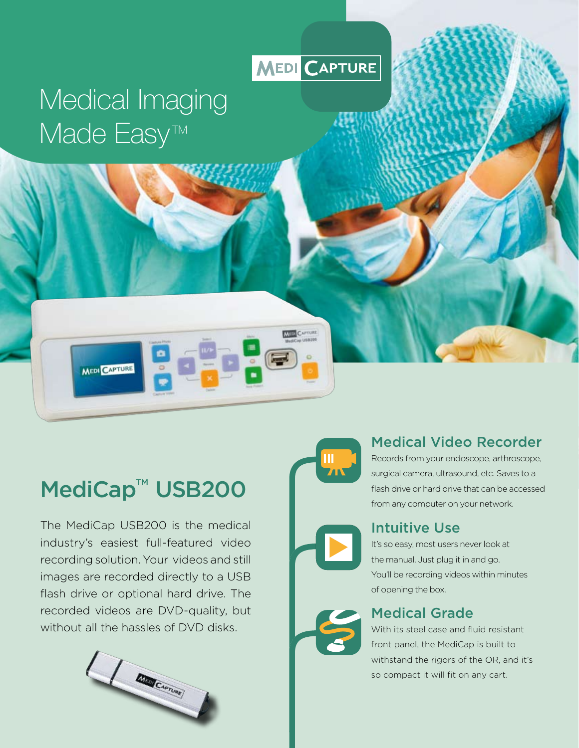MEDI CAPTURE

# Medical Imaging Made Easy™

## MediCap™ USB200

The MediCap USB200 is the medical industry's easiest full-featured video recording solution. Your videos and still images are recorded directly to a USB flash drive or optional hard drive. The recorded videos are DVD-quality, but without all the hassles of DVD disks.

### Medical Video Recorder

Records from your endoscope, arthroscope, surgical camera, ultrasound, etc. Saves to a flash drive or hard drive that can be accessed from any computer on your network.

### Intuitive Use

It's so easy, most users never look at the manual. Just plug it in and go. You'll be recording videos within minutes of opening the box.

### Medical Grade

With its steel case and fluid resistant front panel, the MediCap is built to withstand the rigors of the OR, and it's so compact it will fit on any cart.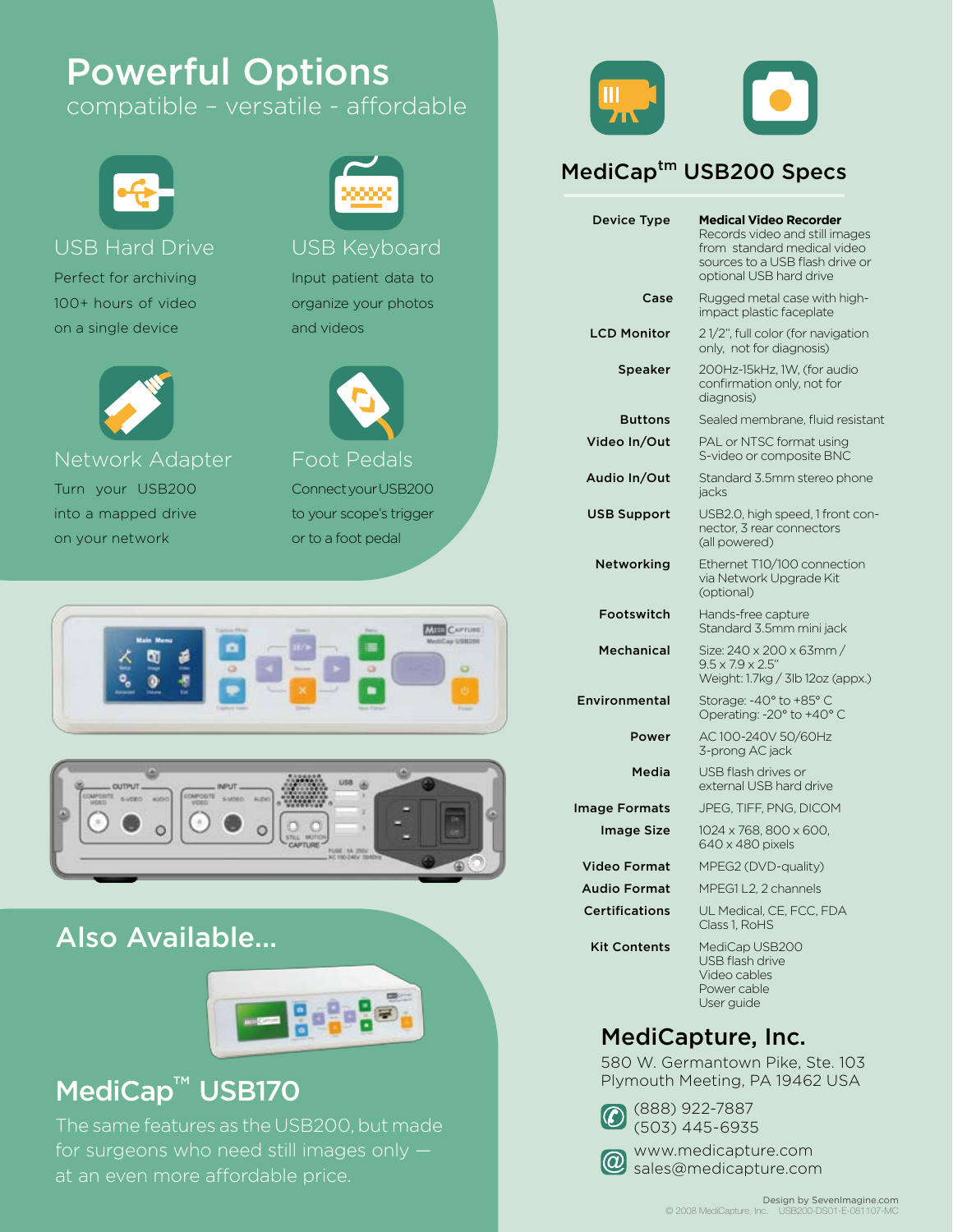# Powerful Options

compatible – versatile - affordable

### USB Hard Drive

Perfect for archiving 100+ hours of video on a single device

### USB Keyboard

Input patient data to organize your photos and videos

### Network Adapter

Turn your USB200 into a mapped drive on your network

### Foot Pedals

Connect your USB200 to your scope's trigger or to a foot pedal

## Also Available...

## MediCap™ USB170

The same features as the USB200, but made for surgeons who need still images only — at an even more affordable price.

## MediCap[tm] USB200 Specs

| | |
|---|---|
| **Device Type** | **Medical Video Recorder** Records video and still images from standard medical video sources to a USB flash drive or optional USB hard drive |
| **Case** | Rugged metal case with high-impact plastic faceplate |
| **LCD Monitor** | 2 1/2", full color (for navigation only, not for diagnosis) |
| **Speaker** | 200Hz-15kHz, 1W, (for audio confirmation only, not for diagnosis) |
| **Buttons** | Sealed membrane, fluid resistant |
| **Video In/Out** | PAL or NTSC format using S-video or composite BNC |
| **Audio In/Out** | Standard 3.5mm stereo phone jacks |
| **USB Support** | USB2.0, high speed, 1 front connector, 3 rear connectors (all powered) |
| **Networking** | Ethernet T10/100 connection via Network Upgrade Kit (optional) |
| **Footswitch** | Hands-free capture Standard 3.5mm mini jack |
| **Mechanical** | Size: 240 x 200 x 63mm / 9.5 x 7.9 x 2.5" Weight: 1.7kg / 3lb 12oz (appx.) |
| **Environmental** | Storage: -40° to +85° C Operating: -20° to +40° C |
| **Power** | AC 100-240V 50/60Hz 3-prong AC jack |
| **Media** | USB flash drives or external USB hard drive |
| **Image Formats** | JPEG, TIFF, PNG, DICOM |
| **Image Size** | 1024 x 768, 800 x 600, 640 x 480 pixels |
| **Video Format** | MPEG2 (DVD-quality) |
| **Audio Format** | MPEG1 L2, 2 channels |
| **Certifications** | UL Medical, CE, FCC, FDA Class 1, RoHS |
| **Kit Contents** | MediCap USB200 USB flash drive Video cables Power cable User guide |

## MediCapture, Inc.

580 W. Germantown Pike, Ste. 103
Plymouth Meeting, PA 19462 USA

(888) 922-7887
(503) 445-6935

www.medicapture.com
sales@medicapture.com

Design by SevenImagine.com
© 2008 MediCapture, Inc. USB200-DS01-E-081107-MC